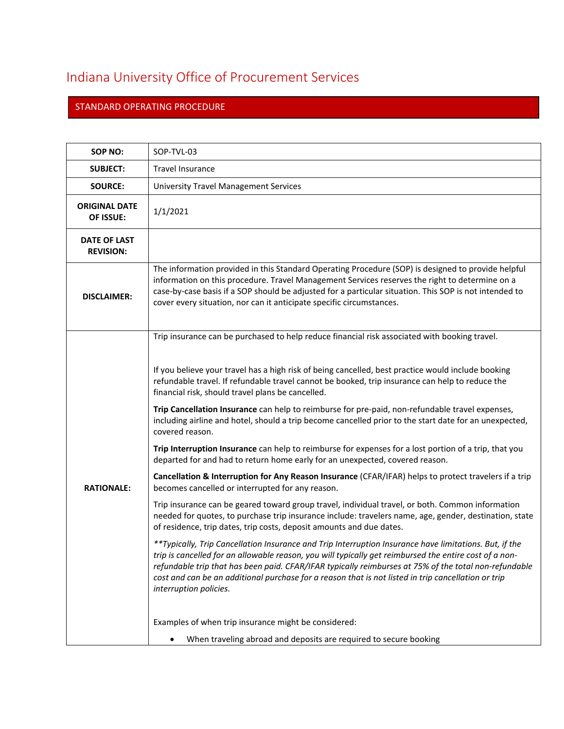# Indiana University Office of Procurement Services

## STANDARD OPERATING PROCEDURE

| | |
|---|---|
| **SOP NO:** | SOP-TVL-03 |
| **SUBJECT:** | Travel Insurance |
| **SOURCE:** | University Travel Management Services |
| **ORIGINAL DATE OF ISSUE:** | 1/1/2021 |
| **DATE OF LAST REVISION:** | |
| **DISCLAIMER:** | The information provided in this Standard Operating Procedure (SOP) is designed to provide helpful information on this procedure. Travel Management Services reserves the right to determine on a case-by-case basis if a SOP should be adjusted for a particular situation. This SOP is not intended to cover every situation, nor can it anticipate specific circumstances. |
| **RATIONALE:** | Trip insurance can be purchased to help reduce financial risk associated with booking travel.<br><br>If you believe your travel has a high risk of being cancelled, best practice would include booking refundable travel. If refundable travel cannot be booked, trip insurance can help to reduce the financial risk, should travel plans be cancelled.<br><br>**Trip Cancellation Insurance** can help to reimburse for pre-paid, non-refundable travel expenses, including airline and hotel, should a trip become cancelled prior to the start date for an unexpected, covered reason.<br><br>**Trip Interruption Insurance** can help to reimburse for expenses for a lost portion of a trip, that you departed for and had to return home early for an unexpected, covered reason.<br><br>**Cancellation & Interruption for Any Reason Insurance** (CFAR/IFAR) helps to protect travelers if a trip becomes cancelled or interrupted for any reason.<br><br>Trip insurance can be geared toward group travel, individual travel, or both. Common information needed for quotes, to purchase trip insurance include: travelers name, age, gender, destination, state of residence, trip dates, trip costs, deposit amounts and due dates.<br><br>*\*\*Typically, Trip Cancellation Insurance and Trip Interruption Insurance have limitations. But, if the trip is cancelled for an allowable reason, you will typically get reimbursed the entire cost of a non-refundable trip that has been paid. CFAR/IFAR typically reimburses at 75% of the total non-refundable cost and can be an additional purchase for a reason that is not listed in trip cancellation or trip interruption policies.*<br><br>Examples of when trip insurance might be considered:<br>• When traveling abroad and deposits are required to secure booking |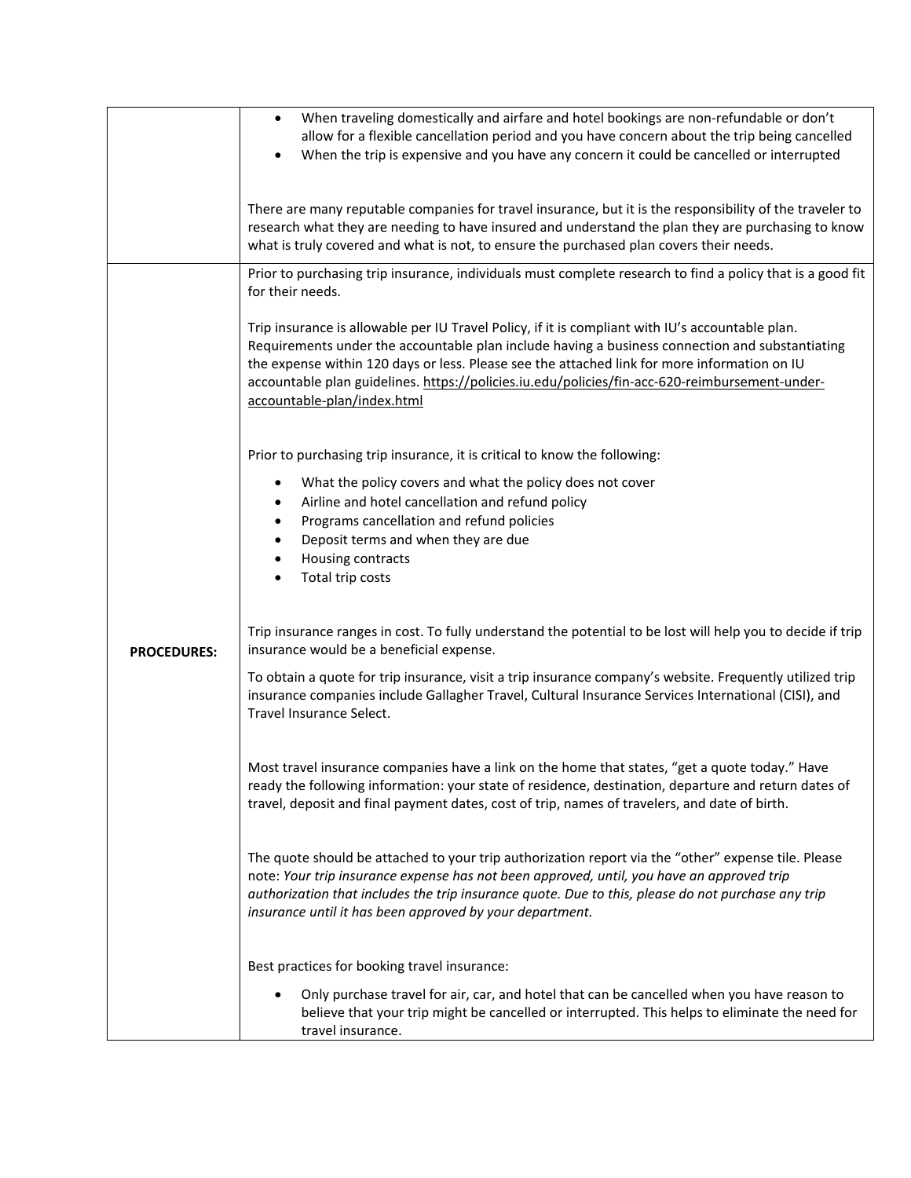| | |
|---|---|
| | • When traveling domestically and airfare and hotel bookings are non-refundable or don't allow for a flexible cancellation period and you have concern about the trip being cancelled<br>• When the trip is expensive and you have any concern it could be cancelled or interrupted<br><br>There are many reputable companies for travel insurance, but it is the responsibility of the traveler to research what they are needing to have insured and understand the plan they are purchasing to know what is truly covered and what is not, to ensure the purchased plan covers their needs. |
| **PROCEDURES:** | Prior to purchasing trip insurance, individuals must complete research to find a policy that is a good fit for their needs.<br><br>Trip insurance is allowable per IU Travel Policy, if it is compliant with IU's accountable plan. Requirements under the accountable plan include having a business connection and substantiating the expense within 120 days or less. Please see the attached link for more information on IU accountable plan guidelines. https://policies.iu.edu/policies/fin-acc-620-reimbursement-under-accountable-plan/index.html<br><br>Prior to purchasing trip insurance, it is critical to know the following:<br>• What the policy covers and what the policy does not cover<br>• Airline and hotel cancellation and refund policy<br>• Programs cancellation and refund policies<br>• Deposit terms and when they are due<br>• Housing contracts<br>• Total trip costs<br><br>Trip insurance ranges in cost. To fully understand the potential to be lost will help you to decide if trip insurance would be a beneficial expense.<br><br>To obtain a quote for trip insurance, visit a trip insurance company's website. Frequently utilized trip insurance companies include Gallagher Travel, Cultural Insurance Services International (CISI), and Travel Insurance Select.<br><br>Most travel insurance companies have a link on the home that states, "get a quote today." Have ready the following information: your state of residence, destination, departure and return dates of travel, deposit and final payment dates, cost of trip, names of travelers, and date of birth.<br><br>The quote should be attached to your trip authorization report via the "other" expense tile. Please note: *Your trip insurance expense has not been approved, until, you have an approved trip authorization that includes the trip insurance quote. Due to this, please do not purchase any trip insurance until it has been approved by your department.*<br><br>Best practices for booking travel insurance:<br>• Only purchase travel for air, car, and hotel that can be cancelled when you have reason to believe that your trip might be cancelled or interrupted. This helps to eliminate the need for travel insurance. |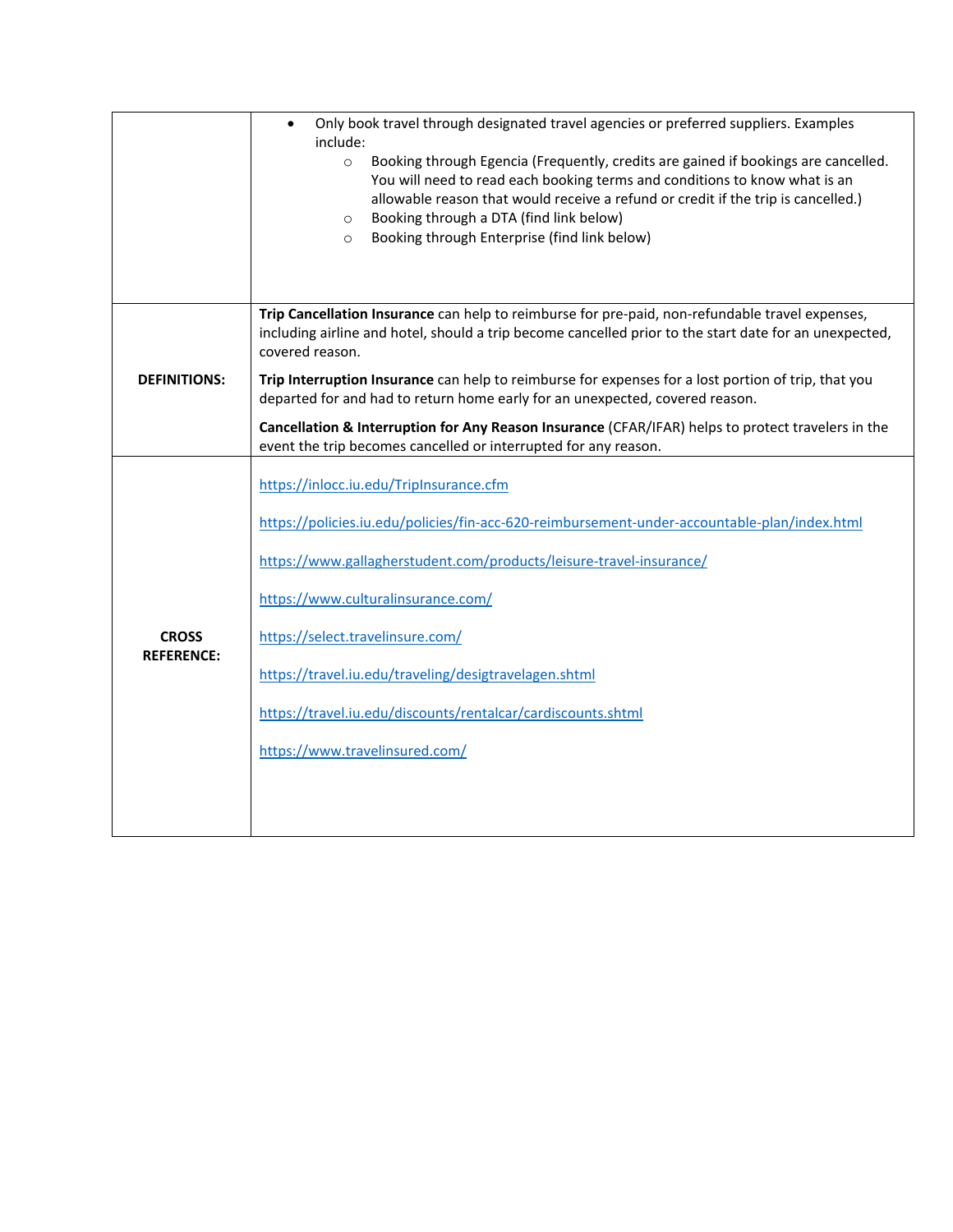| | |
|---|---|
| | • Only book travel through designated travel agencies or preferred suppliers. Examples include:<br>○ Booking through Egencia (Frequently, credits are gained if bookings are cancelled. You will need to read each booking terms and conditions to know what is an allowable reason that would receive a refund or credit if the trip is cancelled.)<br>○ Booking through a DTA (find link below)<br>○ Booking through Enterprise (find link below) |
| **DEFINITIONS:** | **Trip Cancellation Insurance** can help to reimburse for pre-paid, non-refundable travel expenses, including airline and hotel, should a trip become cancelled prior to the start date for an unexpected, covered reason.<br><br>**Trip Interruption Insurance** can help to reimburse for expenses for a lost portion of trip, that you departed for and had to return home early for an unexpected, covered reason.<br><br>**Cancellation & Interruption for Any Reason Insurance** (CFAR/IFAR) helps to protect travelers in the event the trip becomes cancelled or interrupted for any reason. |
| **CROSS REFERENCE:** | https://inlocc.iu.edu/TripInsurance.cfm<br><br>https://policies.iu.edu/policies/fin-acc-620-reimbursement-under-accountable-plan/index.html<br><br>https://www.gallagherstudent.com/products/leisure-travel-insurance/<br><br>https://www.culturalinsurance.com/<br><br>https://select.travelinsure.com/<br><br>https://travel.iu.edu/traveling/desigtravelagen.shtml<br><br>https://travel.iu.edu/discounts/rentalcar/cardiscounts.shtml<br><br>https://www.travelinsured.com/ |